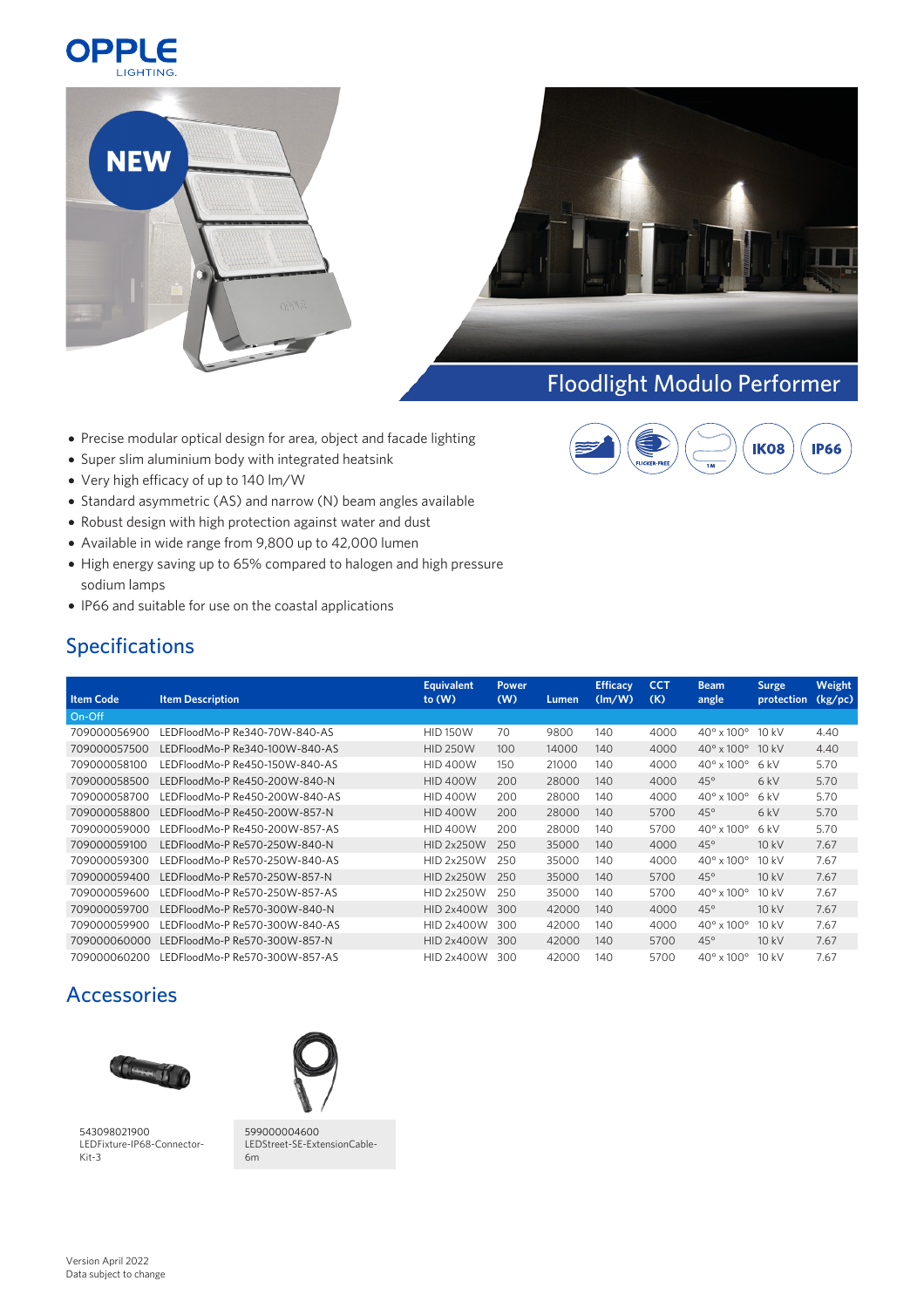# Floodlight Modulo Performer

- Precise modular optical design for area, object and facade lighting
- Super slim aluminium body with integrated heatsink
- Very high efficacy of up to 140 lm/W
- Standard asymmetric (AS) and narrow (N) beam angles available
- Robust design with high protection against water and dust
- Available in wide range from 9,800 up to 42,000 lumen
- High energy saving up to 65% compared to halogen and high pressure sodium lamps
- IP66 and suitable for use on the coastal applications

IK08 IP66

## Specifications

| Item Code | Item Description | Equivalent to (W) | Power (W) | Lumen | Efficacy (lm/W) | CCT (K) | Beam angle | Surge protection | Weight (kg/pc) |
|---|---|---|---|---|---|---|---|---|---|
| On-Off | | | | | | | | | |
| 709000056900 | LEDFloodMo-P Re340-70W-840-AS | HID 150W | 70 | 9800 | 140 | 4000 | 40° x 100° | 10 kV | 4.40 |
| 709000057500 | LEDFloodMo-P Re340-100W-840-AS | HID 250W | 100 | 14000 | 140 | 4000 | 40° x 100° | 10 kV | 4.40 |
| 709000058100 | LEDFloodMo-P Re450-150W-840-AS | HID 400W | 150 | 21000 | 140 | 4000 | 40° x 100° | 6 kV | 5.70 |
| 709000058500 | LEDFloodMo-P Re450-200W-840-N | HID 400W | 200 | 28000 | 140 | 4000 | 45° | 6 kV | 5.70 |
| 709000058700 | LEDFloodMo-P Re450-200W-840-AS | HID 400W | 200 | 28000 | 140 | 4000 | 40° x 100° | 6 kV | 5.70 |
| 709000058800 | LEDFloodMo-P Re450-200W-857-N | HID 400W | 200 | 28000 | 140 | 5700 | 45° | 6 kV | 5.70 |
| 709000059000 | LEDFloodMo-P Re450-200W-857-AS | HID 400W | 200 | 28000 | 140 | 5700 | 40° x 100° | 6 kV | 5.70 |
| 709000059100 | LEDFloodMo-P Re570-250W-840-N | HID 2x250W | 250 | 35000 | 140 | 4000 | 45° | 10 kV | 7.67 |
| 709000059300 | LEDFloodMo-P Re570-250W-840-AS | HID 2x250W | 250 | 35000 | 140 | 4000 | 40° x 100° | 10 kV | 7.67 |
| 709000059400 | LEDFloodMo-P Re570-250W-857-N | HID 2x250W | 250 | 35000 | 140 | 5700 | 45° | 10 kV | 7.67 |
| 709000059600 | LEDFloodMo-P Re570-250W-857-AS | HID 2x250W | 250 | 35000 | 140 | 5700 | 40° x 100° | 10 kV | 7.67 |
| 709000059700 | LEDFloodMo-P Re570-300W-840-N | HID 2x400W | 300 | 42000 | 140 | 4000 | 45° | 10 kV | 7.67 |
| 709000059900 | LEDFloodMo-P Re570-300W-840-AS | HID 2x400W | 300 | 42000 | 140 | 4000 | 40° x 100° | 10 kV | 7.67 |
| 709000060000 | LEDFloodMo-P Re570-300W-857-N | HID 2x400W | 300 | 42000 | 140 | 5700 | 45° | 10 kV | 7.67 |
| 709000060200 | LEDFloodMo-P Re570-300W-857-AS | HID 2x400W | 300 | 42000 | 140 | 5700 | 40° x 100° | 10 kV | 7.67 |

## Accessories

543098021900
LEDFixture-IP68-Connector-Kit-3

599000004600
LEDStreet-SE-ExtensionCable-6m

Version April 2022
Data subject to change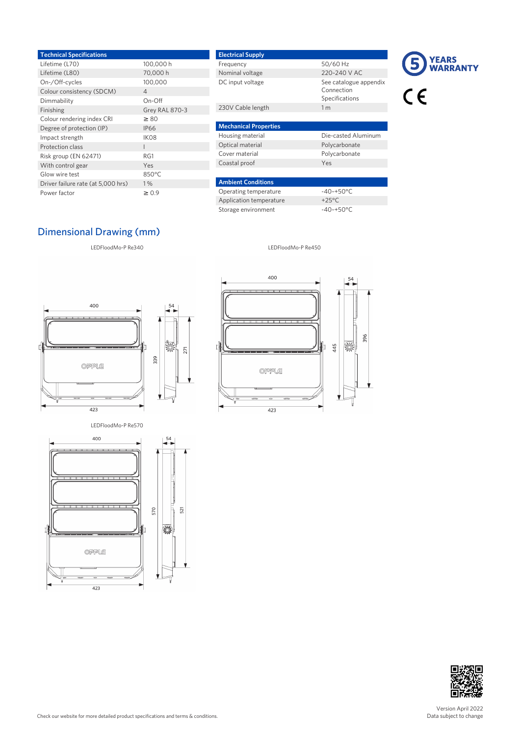| Technical Specifications | |
| --- | --- |
| Lifetime (L70) | 100,000 h |
| Lifetime (L80) | 70,000 h |
| On-/Off-cycles | 100,000 |
| Colour consistency (SDCM) | 4 |
| Dimmability | On-Off |
| Finishing | Grey RAL 870-3 |
| Colour rendering index CRI | ≥ 80 |
| Degree of protection (IP) | IP66 |
| Impact strength | IK08 |
| Protection class | I |
| Risk group (EN 62471) | RG1 |
| With control gear | Yes |
| Glow wire test | 850°C |
| Driver failure rate (at 5,000 hrs) | 1% |
| Power factor | ≥ 0.9 |

| Electrical Supply | |
| --- | --- |
| Frequency | 50/60 Hz |
| Nominal voltage | 220-240 V AC |
| DC input voltage | See catalogue appendix Connection Specifications |
| 230V Cable length | 1 m |

| Mechanical Properties | |
| --- | --- |
| Housing material | Die-casted Aluminum |
| Optical material | Polycarbonate |
| Cover material | Polycarbonate |
| Coastal proof | Yes |

| Ambient Conditions | |
| --- | --- |
| Operating temperature | -40-+50°C |
| Application temperature | +25°C |
| Storage environment | -40-+50°C |

5 YEARS WARRANTY

CE

## Dimensional Drawing (mm)

LEDFloodMo-P Re340

400
54
339
271
423

LEDFloodMo-P Re450

400
54
445
396
423

LEDFloodMo-P Re570

400
54
570
521
423

Check our website for more detailed product specifications and terms & conditions.

Version April 2022
Data subject to change